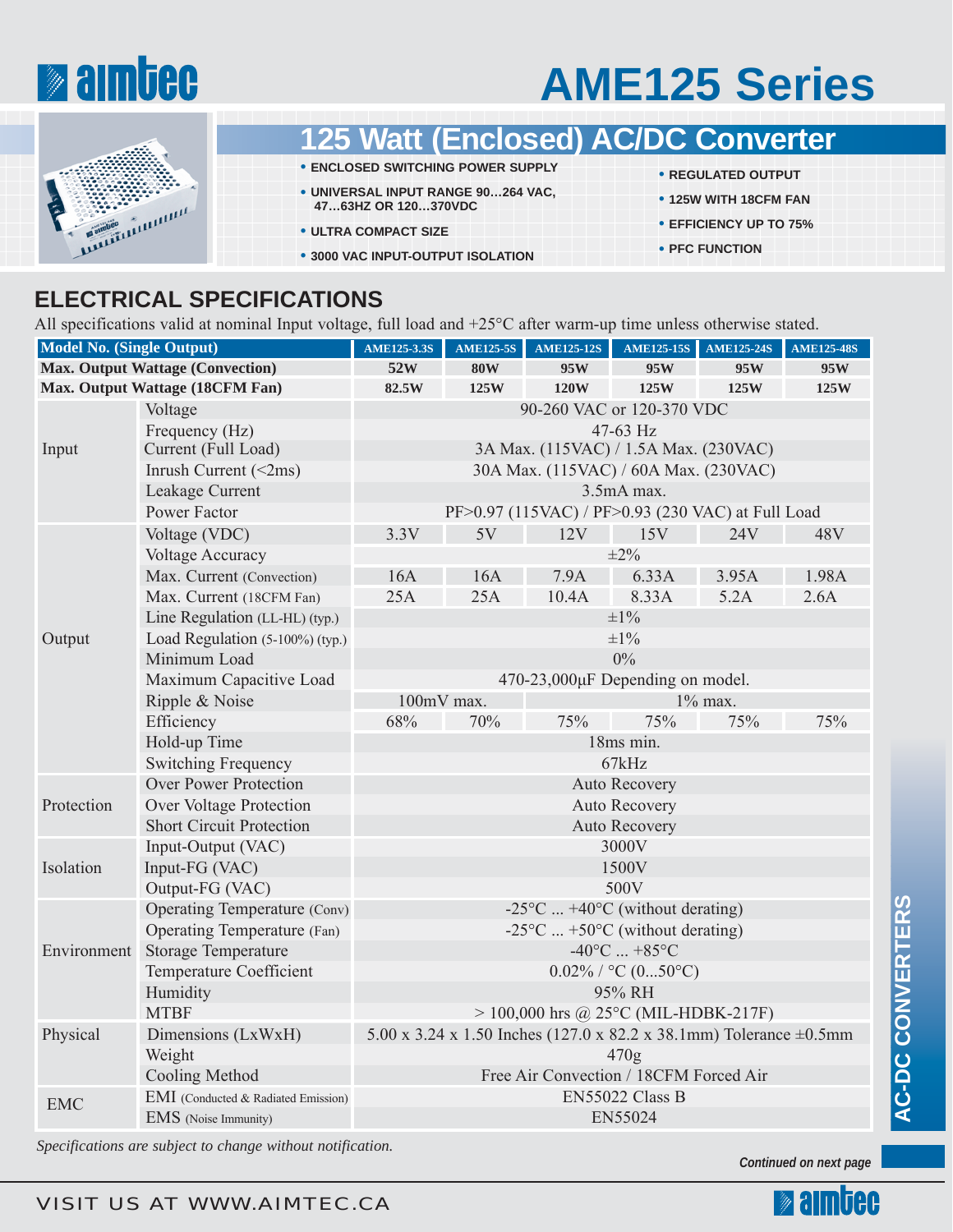# AME125 Series

## 125 Watt (Enclosed) AC/DC Converter

- ENCLOSED SWITCHING POWER SUPPLY
- UNIVERSAL INPUT RANGE 90…264 VAC, 47…63HZ OR 120…370VDC
- ULTRA COMPACT SIZE
- 3000 VAC INPUT-OUTPUT ISOLATION
- REGULATED OUTPUT
- 125W WITH 18CFM FAN
- EFFICIENCY UP TO 75%
- PFC FUNCTION

## ELECTRICAL SPECIFICATIONS

All specifications valid at nominal Input voltage, full load and +25°C after warm-up time unless otherwise stated.

| Model No. (Single Output) | | AME125-3.3S | AME125-5S | AME125-12S | AME125-15S | AME125-24S | AME125-48S |
|---|---|---|---|---|---|---|---|
| Max. Output Wattage (Convection) | | 52W | 80W | 95W | 95W | 95W | 95W |
| Max. Output Wattage (18CFM Fan) | | 82.5W | 125W | 120W | 125W | 125W | 125W |
| Input | Voltage | 90-260 VAC or 120-370 VDC | | | | | |
| | Frequency (Hz) | 47-63 Hz | | | | | |
| | Current (Full Load) | 3A Max. (115VAC) / 1.5A Max. (230VAC) | | | | | |
| | Inrush Current (<2ms) | 30A Max. (115VAC) / 60A Max. (230VAC) | | | | | |
| | Leakage Current | 3.5mA max. | | | | | |
| | Power Factor | PF>0.97 (115VAC) / PF>0.93 (230 VAC) at Full Load | | | | | |
| Output | Voltage (VDC) | 3.3V | 5V | 12V | 15V | 24V | 48V |
| | Voltage Accuracy | ±2% | | | | | |
| | Max. Current (Convection) | 16A | 16A | 7.9A | 6.33A | 3.95A | 1.98A |
| | Max. Current (18CFM Fan) | 25A | 25A | 10.4A | 8.33A | 5.2A | 2.6A |
| | Line Regulation (LL-HL) (typ.) | ±1% | | | | | |
| | Load Regulation (5-100%) (typ.) | ±1% | | | | | |
| | Minimum Load | 0% | | | | | |
| | Maximum Capacitive Load | 470-23,000µF Depending on model. | | | | | |
| | Ripple & Noise | 100mV max. | | 1% max. | | | |
| | Efficiency | 68% | 70% | 75% | 75% | 75% | 75% |
| | Hold-up Time | 18ms min. | | | | | |
| | Switching Frequency | 67kHz | | | | | |
| Protection | Over Power Protection | Auto Recovery | | | | | |
| | Over Voltage Protection | Auto Recovery | | | | | |
| | Short Circuit Protection | Auto Recovery | | | | | |
| Isolation | Input-Output (VAC) | 3000V | | | | | |
| | Input-FG (VAC) | 1500V | | | | | |
| | Output-FG (VAC) | 500V | | | | | |
| Environment | Operating Temperature (Conv) | -25°C ... +40°C (without derating) | | | | | |
| | Operating Temperature (Fan) | -25°C ... +50°C (without derating) | | | | | |
| | Storage Temperature | -40°C ... +85°C | | | | | |
| | Temperature Coefficient | 0.02% / °C (0...50°C) | | | | | |
| | Humidity | 95% RH | | | | | |
| | MTBF | > 100,000 hrs @ 25°C (MIL-HDBK-217F) | | | | | |
| Physical | Dimensions (LxWxH) | 5.00 x 3.24 x 1.50 Inches (127.0 x 82.2 x 38.1mm) Tolerance ±0.5mm | | | | | |
| | Weight | 470g | | | | | |
| | Cooling Method | Free Air Convection / 18CFM Forced Air | | | | | |
| EMC | EMI (Conducted & Radiated Emission) | EN55022 Class B | | | | | |
| | EMS (Noise Immunity) | EN55024 | | | | | |

*Specifications are subject to change without notification.*

***Continued on next page***

AC-DC CONVERTERS

VISIT US AT WWW.AIMTEC.CA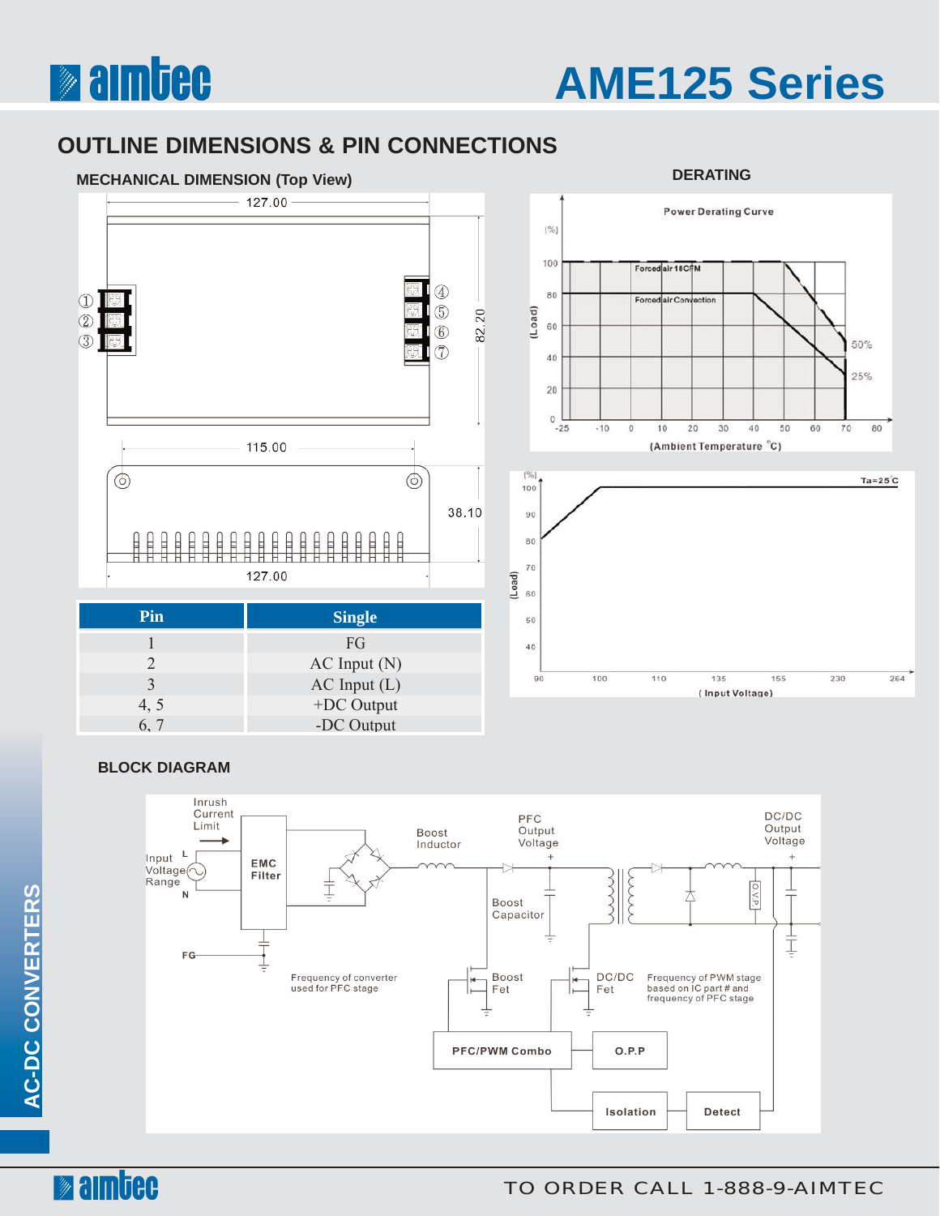# OUTLINE DIMENSIONS & PIN CONNECTIONS

### MECHANICAL DIMENSION (Top View)

127.00

82.20

115.00

38.10

127.00

① ② ③ ④ ⑤ ⑥ ⑦

| Pin | Single |
|---|---|
| 1 | FG |
| 2 | AC Input (N) |
| 3 | AC Input (L) |
| 4, 5 | +DC Output |
| 6, 7 | -DC Output |

### DERATING

Power Derating Curve

(%)

(Load)

100
80
60
40
20
0

Forced air 18CFM

Forced air Convection

50%

25%

-25 -10 0 10 20 30 40 50 60 70 80

(Ambient Temperature °C)

(%)

Ta=25°C

100
90
80
70
60
50
40

(Load)

90 100 110 135 155 230 264

( Input Voltage)

### BLOCK DIAGRAM

Inrush Current Limit

Input Voltage Range

L

N

FG

EMC Filter

Boost Inductor

PFC Output Voltage

+

Boost Capacitor

DC/DC Output Voltage

+

O.V.P

Frequency of converter used for PFC stage

Boost Fet

DC/DC Fet

Frequency of PWM stage based on IC part # and frequency of PFC stage

PFC/PWM Combo

O.P.P

Isolation

Detect